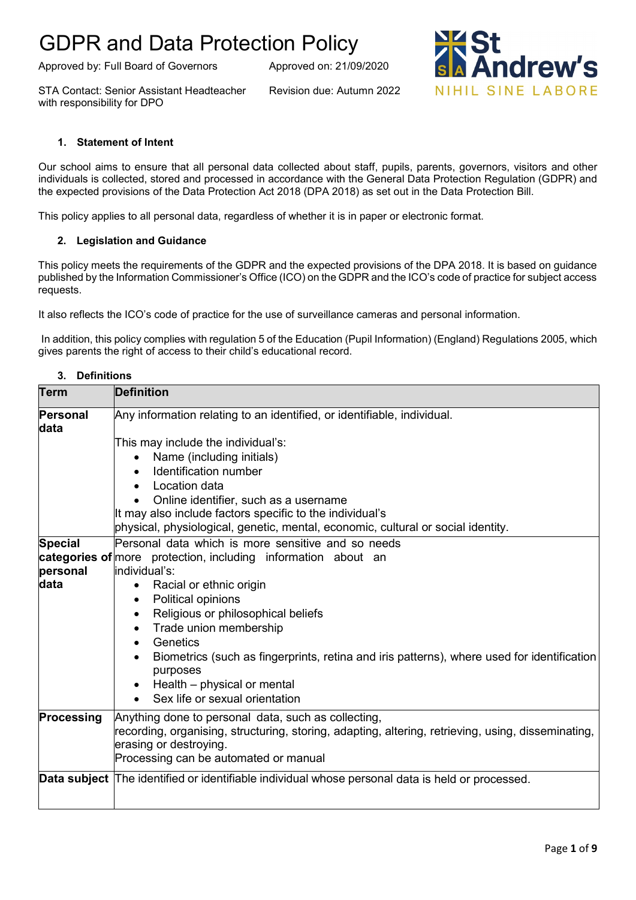# GDPR and Data Protection Policy

Approved by: Full Board of Governors    Approved on: 21/09/2020

STA Contact: Senior Assistant Headteacher with responsibility for DPO    Revision due: Autumn 2022

St Andrew's
NIHIL SINE LABORE

## 1. Statement of Intent

Our school aims to ensure that all personal data collected about staff, pupils, parents, governors, visitors and other individuals is collected, stored and processed in accordance with the General Data Protection Regulation (GDPR) and the expected provisions of the Data Protection Act 2018 (DPA 2018) as set out in the Data Protection Bill.

This policy applies to all personal data, regardless of whether it is in paper or electronic format.

## 2. Legislation and Guidance

This policy meets the requirements of the GDPR and the expected provisions of the DPA 2018. It is based on guidance published by the Information Commissioner's Office (ICO) on the GDPR and the ICO's code of practice for subject access requests.

It also reflects the ICO's code of practice for the use of surveillance cameras and personal information.

In addition, this policy complies with regulation 5 of the Education (Pupil Information) (England) Regulations 2005, which gives parents the right of access to their child's educational record.

## 3. Definitions

| Term | Definition |
|---|---|
| **Personal data** | Any information relating to an identified, or identifiable, individual.<br><br>This may include the individual's:<br>• Name (including initials)<br>• Identification number<br>• Location data<br>• Online identifier, such as a username<br>It may also include factors specific to the individual's physical, physiological, genetic, mental, economic, cultural or social identity. |
| **Special categories of personal data** | Personal data which is more sensitive and so needs more protection, including information about an individual's:<br>• Racial or ethnic origin<br>• Political opinions<br>• Religious or philosophical beliefs<br>• Trade union membership<br>• Genetics<br>• Biometrics (such as fingerprints, retina and iris patterns), where used for identification purposes<br>• Health – physical or mental<br>• Sex life or sexual orientation |
| **Processing** | Anything done to personal data, such as collecting, recording, organising, structuring, storing, adapting, altering, retrieving, using, disseminating, erasing or destroying.<br>Processing can be automated or manual |
| **Data subject** | The identified or identifiable individual whose personal data is held or processed. |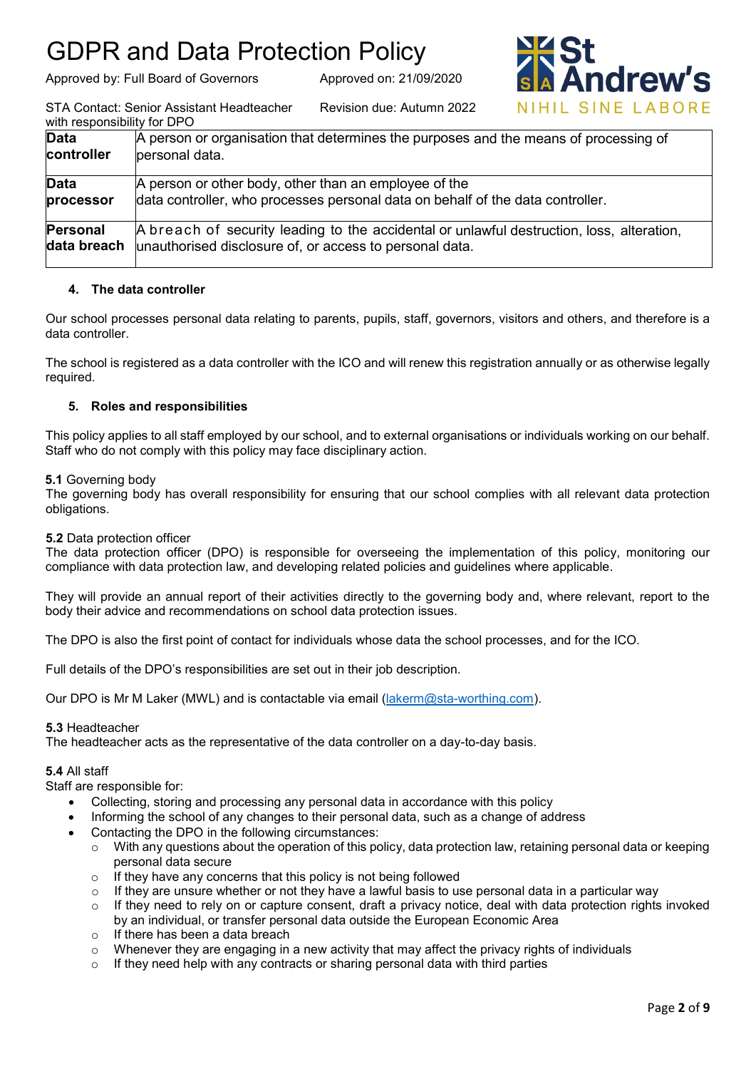| | |
|---|---|
| **Data controller** | A person or organisation that determines the purposes and the means of processing of personal data. |
| **Data processor** | A person or other body, other than an employee of the data controller, who processes personal data on behalf of the data controller. |
| **Personal data breach** | A breach of security leading to the accidental or unlawful destruction, loss, alteration, unauthorised disclosure of, or access to personal data. |

### 4. The data controller

Our school processes personal data relating to parents, pupils, staff, governors, visitors and others, and therefore is a data controller.

The school is registered as a data controller with the ICO and will renew this registration annually or as otherwise legally required.

### 5. Roles and responsibilities

This policy applies to all staff employed by our school, and to external organisations or individuals working on our behalf. Staff who do not comply with this policy may face disciplinary action.

**5.1** Governing body
The governing body has overall responsibility for ensuring that our school complies with all relevant data protection obligations.

**5.2** Data protection officer
The data protection officer (DPO) is responsible for overseeing the implementation of this policy, monitoring our compliance with data protection law, and developing related policies and guidelines where applicable.

They will provide an annual report of their activities directly to the governing body and, where relevant, report to the body their advice and recommendations on school data protection issues.

The DPO is also the first point of contact for individuals whose data the school processes, and for the ICO.

Full details of the DPO's responsibilities are set out in their job description.

Our DPO is Mr M Laker (MWL) and is contactable via email (lakerm@sta-worthing.com).

**5.3** Headteacher
The headteacher acts as the representative of the data controller on a day-to-day basis.

**5.4** All staff
Staff are responsible for:

- Collecting, storing and processing any personal data in accordance with this policy
- Informing the school of any changes to their personal data, such as a change of address
- Contacting the DPO in the following circumstances:
  - With any questions about the operation of this policy, data protection law, retaining personal data or keeping personal data secure
  - If they have any concerns that this policy is not being followed
  - If they are unsure whether or not they have a lawful basis to use personal data in a particular way
  - If they need to rely on or capture consent, draft a privacy notice, deal with data protection rights invoked by an individual, or transfer personal data outside the European Economic Area
  - If there has been a data breach
  - Whenever they are engaging in a new activity that may affect the privacy rights of individuals
  - If they need help with any contracts or sharing personal data with third parties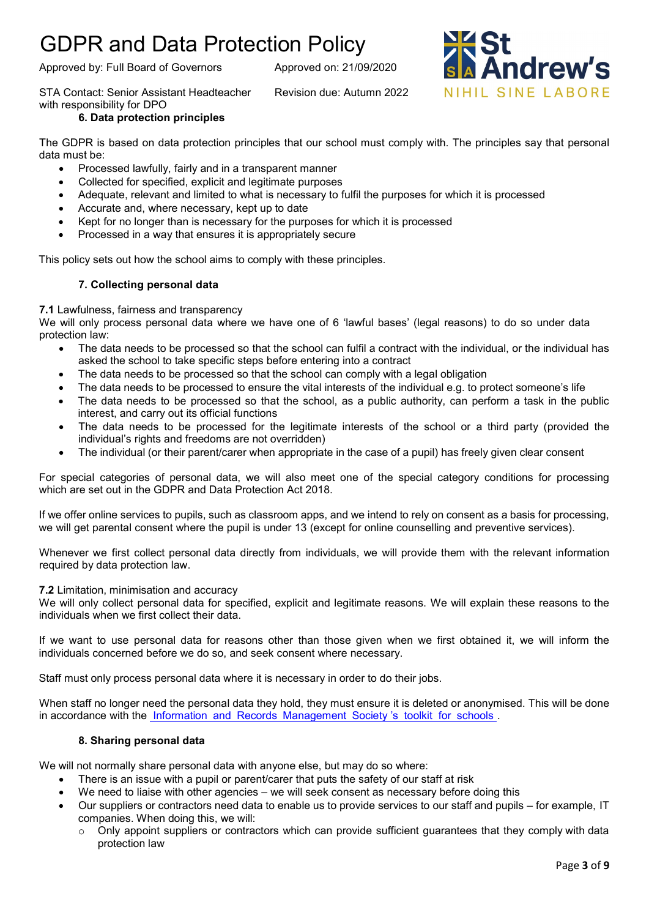## 6. Data protection principles

The GDPR is based on data protection principles that our school must comply with. The principles say that personal data must be:

- Processed lawfully, fairly and in a transparent manner
- Collected for specified, explicit and legitimate purposes
- Adequate, relevant and limited to what is necessary to fulfil the purposes for which it is processed
- Accurate and, where necessary, kept up to date
- Kept for no longer than is necessary for the purposes for which it is processed
- Processed in a way that ensures it is appropriately secure

This policy sets out how the school aims to comply with these principles.

## 7. Collecting personal data

**7.1** Lawfulness, fairness and transparency

We will only process personal data where we have one of 6 'lawful bases' (legal reasons) to do so under data protection law:

- The data needs to be processed so that the school can fulfil a contract with the individual, or the individual has asked the school to take specific steps before entering into a contract
- The data needs to be processed so that the school can comply with a legal obligation
- The data needs to be processed to ensure the vital interests of the individual e.g. to protect someone's life
- The data needs to be processed so that the school, as a public authority, can perform a task in the public interest, and carry out its official functions
- The data needs to be processed for the legitimate interests of the school or a third party (provided the individual's rights and freedoms are not overridden)
- The individual (or their parent/carer when appropriate in the case of a pupil) has freely given clear consent

For special categories of personal data, we will also meet one of the special category conditions for processing which are set out in the GDPR and Data Protection Act 2018.

If we offer online services to pupils, such as classroom apps, and we intend to rely on consent as a basis for processing, we will get parental consent where the pupil is under 13 (except for online counselling and preventive services).

Whenever we first collect personal data directly from individuals, we will provide them with the relevant information required by data protection law.

**7.2** Limitation, minimisation and accuracy

We will only collect personal data for specified, explicit and legitimate reasons. We will explain these reasons to the individuals when we first collect their data.

If we want to use personal data for reasons other than those given when we first obtained it, we will inform the individuals concerned before we do so, and seek consent where necessary.

Staff must only process personal data where it is necessary in order to do their jobs.

When staff no longer need the personal data they hold, they must ensure it is deleted or anonymised. This will be done in accordance with the Information and Records Management Society's toolkit for schools.

## 8. Sharing personal data

We will not normally share personal data with anyone else, but may do so where:

- There is an issue with a pupil or parent/carer that puts the safety of our staff at risk
- We need to liaise with other agencies – we will seek consent as necessary before doing this
- Our suppliers or contractors need data to enable us to provide services to our staff and pupils – for example, IT companies. When doing this, we will:
  - Only appoint suppliers or contractors which can provide sufficient guarantees that they comply with data protection law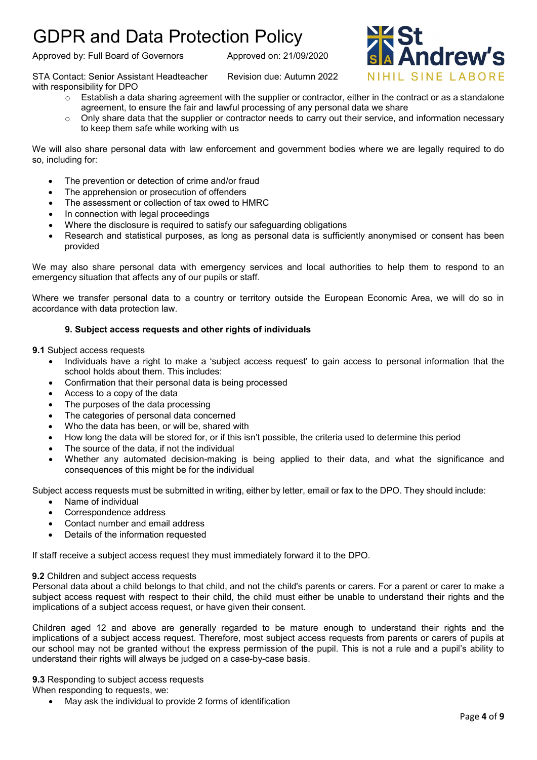- Establish a data sharing agreement with the supplier or contractor, either in the contract or as a standalone agreement, to ensure the fair and lawful processing of any personal data we share
- Only share data that the supplier or contractor needs to carry out their service, and information necessary to keep them safe while working with us

We will also share personal data with law enforcement and government bodies where we are legally required to do so, including for:

- The prevention or detection of crime and/or fraud
- The apprehension or prosecution of offenders
- The assessment or collection of tax owed to HMRC
- In connection with legal proceedings
- Where the disclosure is required to satisfy our safeguarding obligations
- Research and statistical purposes, as long as personal data is sufficiently anonymised or consent has been provided

We may also share personal data with emergency services and local authorities to help them to respond to an emergency situation that affects any of our pupils or staff.

Where we transfer personal data to a country or territory outside the European Economic Area, we will do so in accordance with data protection law.

## 9. Subject access requests and other rights of individuals

**9.1** Subject access requests

- Individuals have a right to make a 'subject access request' to gain access to personal information that the school holds about them. This includes:
- Confirmation that their personal data is being processed
- Access to a copy of the data
- The purposes of the data processing
- The categories of personal data concerned
- Who the data has been, or will be, shared with
- How long the data will be stored for, or if this isn't possible, the criteria used to determine this period
- The source of the data, if not the individual
- Whether any automated decision-making is being applied to their data, and what the significance and consequences of this might be for the individual

Subject access requests must be submitted in writing, either by letter, email or fax to the DPO. They should include:

- Name of individual
- Correspondence address
- Contact number and email address
- Details of the information requested

If staff receive a subject access request they must immediately forward it to the DPO.

**9.2** Children and subject access requests

Personal data about a child belongs to that child, and not the child's parents or carers. For a parent or carer to make a subject access request with respect to their child, the child must either be unable to understand their rights and the implications of a subject access request, or have given their consent.

Children aged 12 and above are generally regarded to be mature enough to understand their rights and the implications of a subject access request. Therefore, most subject access requests from parents or carers of pupils at our school may not be granted without the express permission of the pupil. This is not a rule and a pupil's ability to understand their rights will always be judged on a case-by-case basis.

**9.3** Responding to subject access requests

When responding to requests, we:

- May ask the individual to provide 2 forms of identification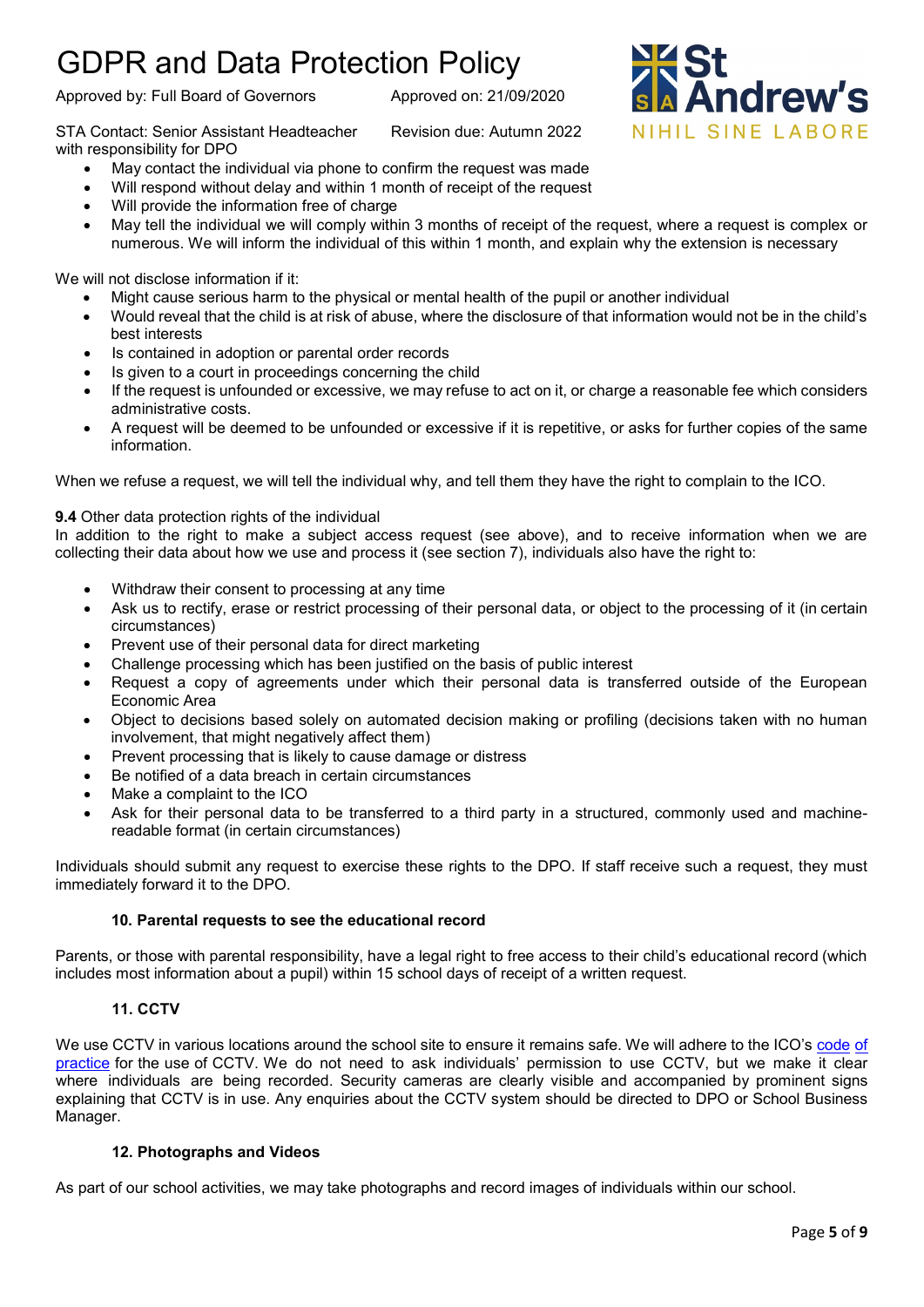- May contact the individual via phone to confirm the request was made
- Will respond without delay and within 1 month of receipt of the request
- Will provide the information free of charge
- May tell the individual we will comply within 3 months of receipt of the request, where a request is complex or numerous. We will inform the individual of this within 1 month, and explain why the extension is necessary

We will not disclose information if it:

- Might cause serious harm to the physical or mental health of the pupil or another individual
- Would reveal that the child is at risk of abuse, where the disclosure of that information would not be in the child's best interests
- Is contained in adoption or parental order records
- Is given to a court in proceedings concerning the child
- If the request is unfounded or excessive, we may refuse to act on it, or charge a reasonable fee which considers administrative costs.
- A request will be deemed to be unfounded or excessive if it is repetitive, or asks for further copies of the same information.

When we refuse a request, we will tell the individual why, and tell them they have the right to complain to the ICO.

**9.4** Other data protection rights of the individual

In addition to the right to make a subject access request (see above), and to receive information when we are collecting their data about how we use and process it (see section 7), individuals also have the right to:

- Withdraw their consent to processing at any time
- Ask us to rectify, erase or restrict processing of their personal data, or object to the processing of it (in certain circumstances)
- Prevent use of their personal data for direct marketing
- Challenge processing which has been justified on the basis of public interest
- Request a copy of agreements under which their personal data is transferred outside of the European Economic Area
- Object to decisions based solely on automated decision making or profiling (decisions taken with no human involvement, that might negatively affect them)
- Prevent processing that is likely to cause damage or distress
- Be notified of a data breach in certain circumstances
- Make a complaint to the ICO
- Ask for their personal data to be transferred to a third party in a structured, commonly used and machine-readable format (in certain circumstances)

Individuals should submit any request to exercise these rights to the DPO. If staff receive such a request, they must immediately forward it to the DPO.

## 10. Parental requests to see the educational record

Parents, or those with parental responsibility, have a legal right to free access to their child's educational record (which includes most information about a pupil) within 15 school days of receipt of a written request.

## 11. CCTV

We use CCTV in various locations around the school site to ensure it remains safe. We will adhere to the ICO's code of practice for the use of CCTV. We do not need to ask individuals' permission to use CCTV, but we make it clear where individuals are being recorded. Security cameras are clearly visible and accompanied by prominent signs explaining that CCTV is in use. Any enquiries about the CCTV system should be directed to DPO or School Business Manager.

## 12. Photographs and Videos

As part of our school activities, we may take photographs and record images of individuals within our school.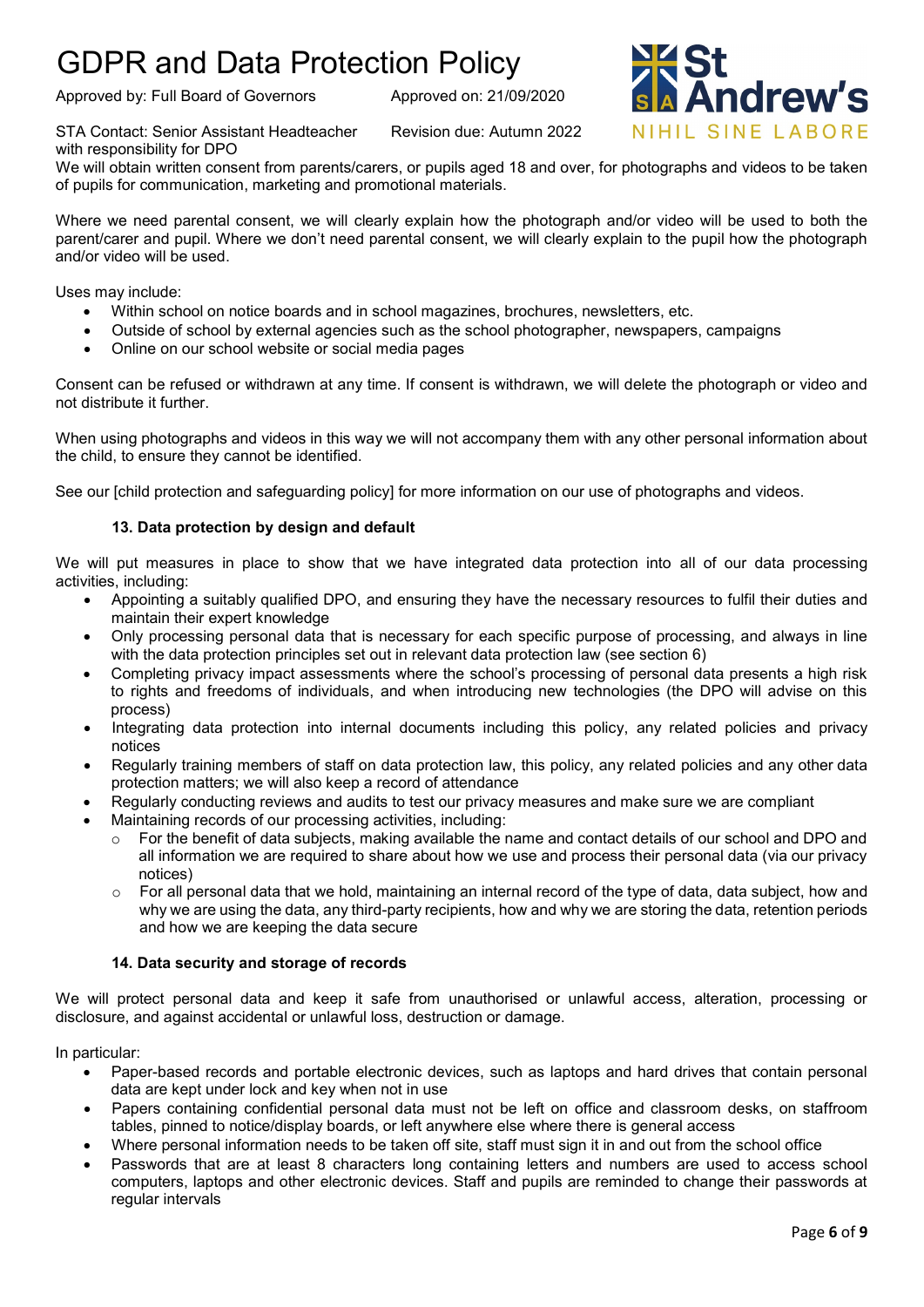We will obtain written consent from parents/carers, or pupils aged 18 and over, for photographs and videos to be taken of pupils for communication, marketing and promotional materials.

Where we need parental consent, we will clearly explain how the photograph and/or video will be used to both the parent/carer and pupil. Where we don't need parental consent, we will clearly explain to the pupil how the photograph and/or video will be used.

Uses may include:

- Within school on notice boards and in school magazines, brochures, newsletters, etc.
- Outside of school by external agencies such as the school photographer, newspapers, campaigns
- Online on our school website or social media pages

Consent can be refused or withdrawn at any time. If consent is withdrawn, we will delete the photograph or video and not distribute it further.

When using photographs and videos in this way we will not accompany them with any other personal information about the child, to ensure they cannot be identified.

See our [child protection and safeguarding policy] for more information on our use of photographs and videos.

### 13. Data protection by design and default

We will put measures in place to show that we have integrated data protection into all of our data processing activities, including:

- Appointing a suitably qualified DPO, and ensuring they have the necessary resources to fulfil their duties and maintain their expert knowledge
- Only processing personal data that is necessary for each specific purpose of processing, and always in line with the data protection principles set out in relevant data protection law (see section 6)
- Completing privacy impact assessments where the school's processing of personal data presents a high risk to rights and freedoms of individuals, and when introducing new technologies (the DPO will advise on this process)
- Integrating data protection into internal documents including this policy, any related policies and privacy notices
- Regularly training members of staff on data protection law, this policy, any related policies and any other data protection matters; we will also keep a record of attendance
- Regularly conducting reviews and audits to test our privacy measures and make sure we are compliant
- Maintaining records of our processing activities, including:
  - For the benefit of data subjects, making available the name and contact details of our school and DPO and all information we are required to share about how we use and process their personal data (via our privacy notices)
  - For all personal data that we hold, maintaining an internal record of the type of data, data subject, how and why we are using the data, any third-party recipients, how and why we are storing the data, retention periods and how we are keeping the data secure

### 14. Data security and storage of records

We will protect personal data and keep it safe from unauthorised or unlawful access, alteration, processing or disclosure, and against accidental or unlawful loss, destruction or damage.

In particular:

- Paper-based records and portable electronic devices, such as laptops and hard drives that contain personal data are kept under lock and key when not in use
- Papers containing confidential personal data must not be left on office and classroom desks, on staffroom tables, pinned to notice/display boards, or left anywhere else where there is general access
- Where personal information needs to be taken off site, staff must sign it in and out from the school office
- Passwords that are at least 8 characters long containing letters and numbers are used to access school computers, laptops and other electronic devices. Staff and pupils are reminded to change their passwords at regular intervals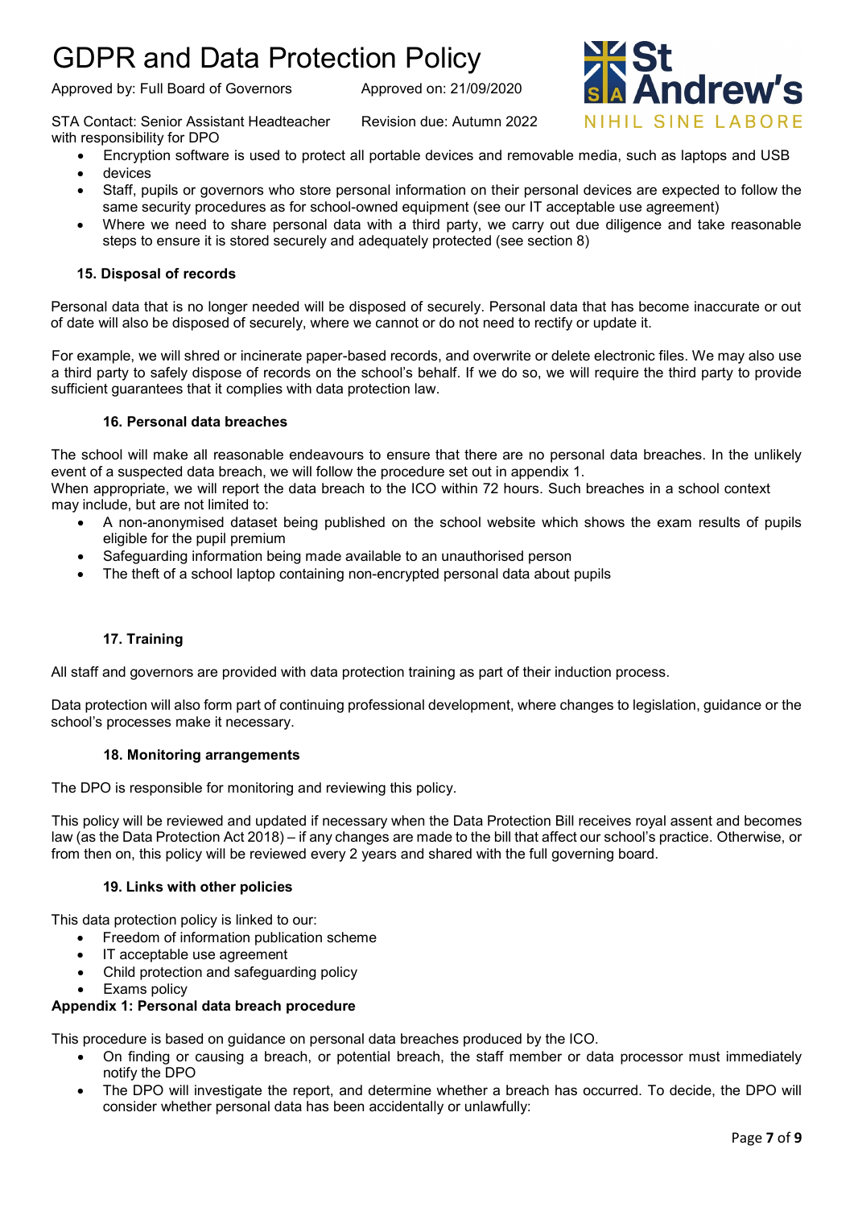- Encryption software is used to protect all portable devices and removable media, such as laptops and USB
- devices
- Staff, pupils or governors who store personal information on their personal devices are expected to follow the same security procedures as for school-owned equipment (see our IT acceptable use agreement)
- Where we need to share personal data with a third party, we carry out due diligence and take reasonable steps to ensure it is stored securely and adequately protected (see section 8)

### 15. Disposal of records

Personal data that is no longer needed will be disposed of securely. Personal data that has become inaccurate or out of date will also be disposed of securely, where we cannot or do not need to rectify or update it.

For example, we will shred or incinerate paper-based records, and overwrite or delete electronic files. We may also use a third party to safely dispose of records on the school's behalf. If we do so, we will require the third party to provide sufficient guarantees that it complies with data protection law.

### 16. Personal data breaches

The school will make all reasonable endeavours to ensure that there are no personal data breaches. In the unlikely event of a suspected data breach, we will follow the procedure set out in appendix 1.
When appropriate, we will report the data breach to the ICO within 72 hours. Such breaches in a school context may include, but are not limited to:

- A non-anonymised dataset being published on the school website which shows the exam results of pupils eligible for the pupil premium
- Safeguarding information being made available to an unauthorised person
- The theft of a school laptop containing non-encrypted personal data about pupils

### 17. Training

All staff and governors are provided with data protection training as part of their induction process.

Data protection will also form part of continuing professional development, where changes to legislation, guidance or the school's processes make it necessary.

### 18. Monitoring arrangements

The DPO is responsible for monitoring and reviewing this policy.

This policy will be reviewed and updated if necessary when the Data Protection Bill receives royal assent and becomes law (as the Data Protection Act 2018) – if any changes are made to the bill that affect our school's practice. Otherwise, or from then on, this policy will be reviewed every 2 years and shared with the full governing board.

### 19. Links with other policies

This data protection policy is linked to our:

- Freedom of information publication scheme
- IT acceptable use agreement
- Child protection and safeguarding policy
- Exams policy

### Appendix 1: Personal data breach procedure

This procedure is based on guidance on personal data breaches produced by the ICO.

- On finding or causing a breach, or potential breach, the staff member or data processor must immediately notify the DPO
- The DPO will investigate the report, and determine whether a breach has occurred. To decide, the DPO will consider whether personal data has been accidentally or unlawfully: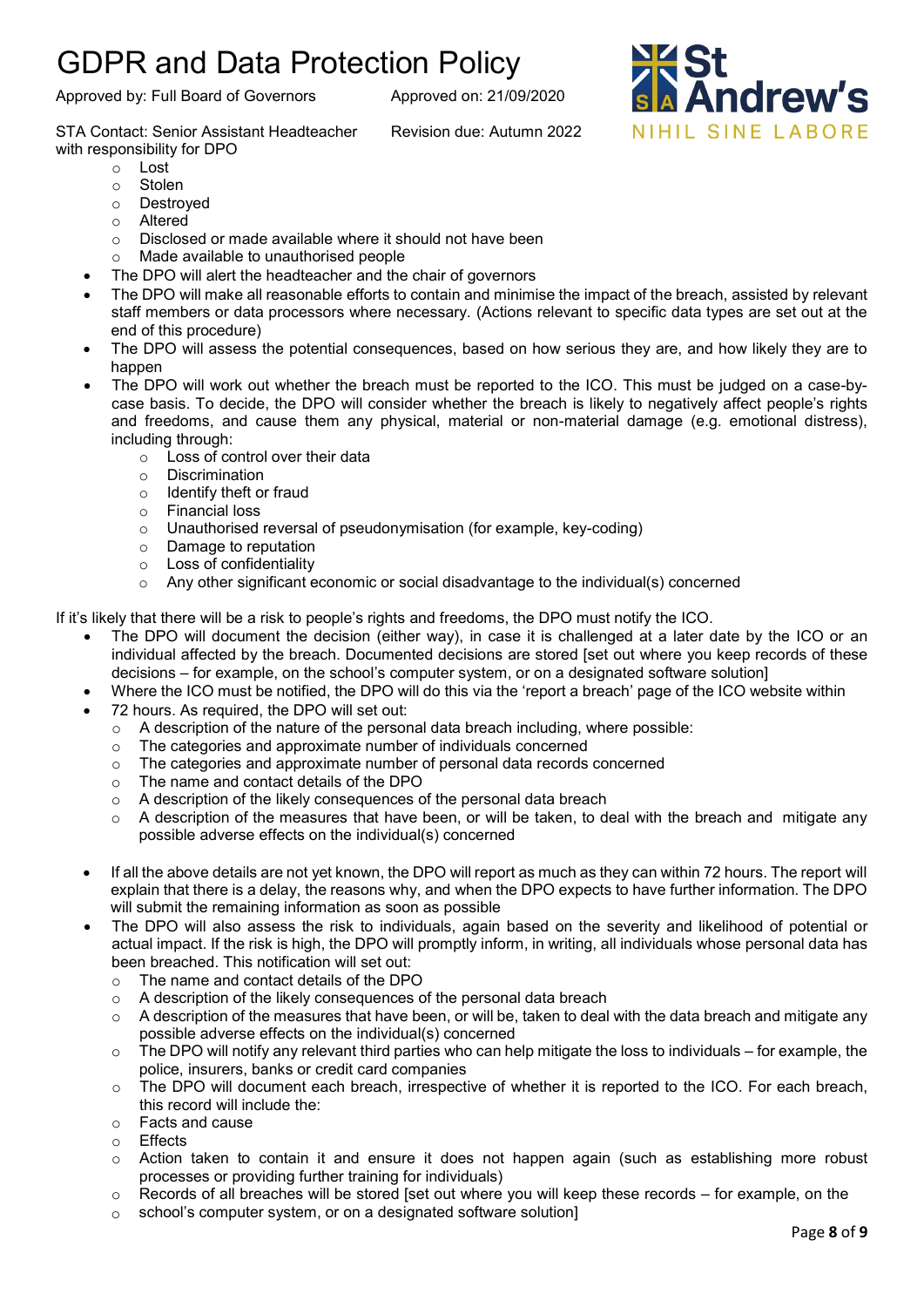- Lost
  - Stolen
  - Destroyed
  - Altered
  - Disclosed or made available where it should not have been
  - Made available to unauthorised people
- The DPO will alert the headteacher and the chair of governors
- The DPO will make all reasonable efforts to contain and minimise the impact of the breach, assisted by relevant staff members or data processors where necessary. (Actions relevant to specific data types are set out at the end of this procedure)
- The DPO will assess the potential consequences, based on how serious they are, and how likely they are to happen
- The DPO will work out whether the breach must be reported to the ICO. This must be judged on a case-by-case basis. To decide, the DPO will consider whether the breach is likely to negatively affect people's rights and freedoms, and cause them any physical, material or non-material damage (e.g. emotional distress), including through:
  - Loss of control over their data
  - Discrimination
  - Identify theft or fraud
  - Financial loss
  - Unauthorised reversal of pseudonymisation (for example, key-coding)
  - Damage to reputation
  - Loss of confidentiality
  - Any other significant economic or social disadvantage to the individual(s) concerned

If it's likely that there will be a risk to people's rights and freedoms, the DPO must notify the ICO.

- The DPO will document the decision (either way), in case it is challenged at a later date by the ICO or an individual affected by the breach. Documented decisions are stored [set out where you keep records of these decisions – for example, on the school's computer system, or on a designated software solution]
- Where the ICO must be notified, the DPO will do this via the 'report a breach' page of the ICO website within
- 72 hours. As required, the DPO will set out:
  - A description of the nature of the personal data breach including, where possible:
  - The categories and approximate number of individuals concerned
  - The categories and approximate number of personal data records concerned
  - The name and contact details of the DPO
  - A description of the likely consequences of the personal data breach
  - A description of the measures that have been, or will be taken, to deal with the breach and mitigate any possible adverse effects on the individual(s) concerned

- If all the above details are not yet known, the DPO will report as much as they can within 72 hours. The report will explain that there is a delay, the reasons why, and when the DPO expects to have further information. The DPO will submit the remaining information as soon as possible
- The DPO will also assess the risk to individuals, again based on the severity and likelihood of potential or actual impact. If the risk is high, the DPO will promptly inform, in writing, all individuals whose personal data has been breached. This notification will set out:
  - The name and contact details of the DPO
  - A description of the likely consequences of the personal data breach
  - A description of the measures that have been, or will be, taken to deal with the data breach and mitigate any possible adverse effects on the individual(s) concerned
  - The DPO will notify any relevant third parties who can help mitigate the loss to individuals – for example, the police, insurers, banks or credit card companies
  - The DPO will document each breach, irrespective of whether it is reported to the ICO. For each breach, this record will include the:
  - Facts and cause
  - Effects
  - Action taken to contain it and ensure it does not happen again (such as establishing more robust processes or providing further training for individuals)
  - Records of all breaches will be stored [set out where you will keep these records – for example, on the
  - school's computer system, or on a designated software solution]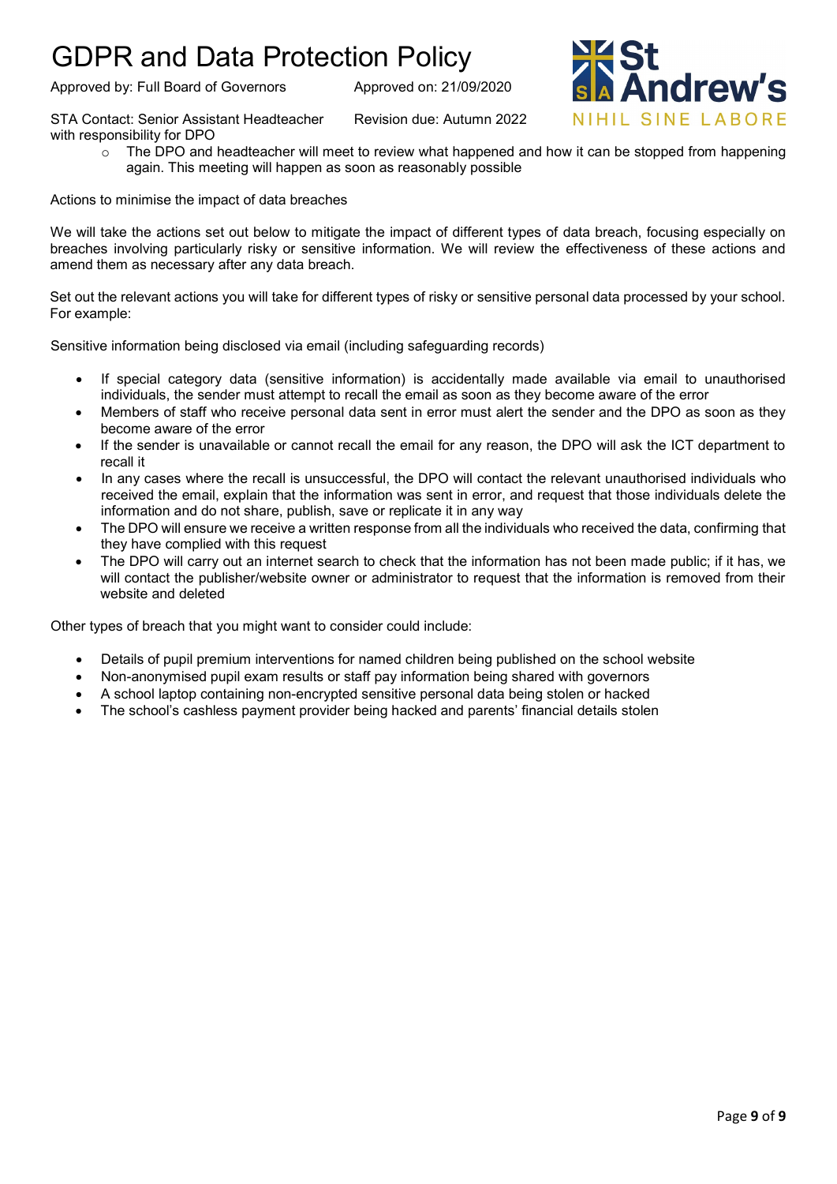- The DPO and headteacher will meet to review what happened and how it can be stopped from happening again. This meeting will happen as soon as reasonably possible

Actions to minimise the impact of data breaches

We will take the actions set out below to mitigate the impact of different types of data breach, focusing especially on breaches involving particularly risky or sensitive information. We will review the effectiveness of these actions and amend them as necessary after any data breach.

Set out the relevant actions you will take for different types of risky or sensitive personal data processed by your school. For example:

Sensitive information being disclosed via email (including safeguarding records)

- If special category data (sensitive information) is accidentally made available via email to unauthorised individuals, the sender must attempt to recall the email as soon as they become aware of the error
- Members of staff who receive personal data sent in error must alert the sender and the DPO as soon as they become aware of the error
- If the sender is unavailable or cannot recall the email for any reason, the DPO will ask the ICT department to recall it
- In any cases where the recall is unsuccessful, the DPO will contact the relevant unauthorised individuals who received the email, explain that the information was sent in error, and request that those individuals delete the information and do not share, publish, save or replicate it in any way
- The DPO will ensure we receive a written response from all the individuals who received the data, confirming that they have complied with this request
- The DPO will carry out an internet search to check that the information has not been made public; if it has, we will contact the publisher/website owner or administrator to request that the information is removed from their website and deleted

Other types of breach that you might want to consider could include:

- Details of pupil premium interventions for named children being published on the school website
- Non-anonymised pupil exam results or staff pay information being shared with governors
- A school laptop containing non-encrypted sensitive personal data being stolen or hacked
- The school's cashless payment provider being hacked and parents' financial details stolen